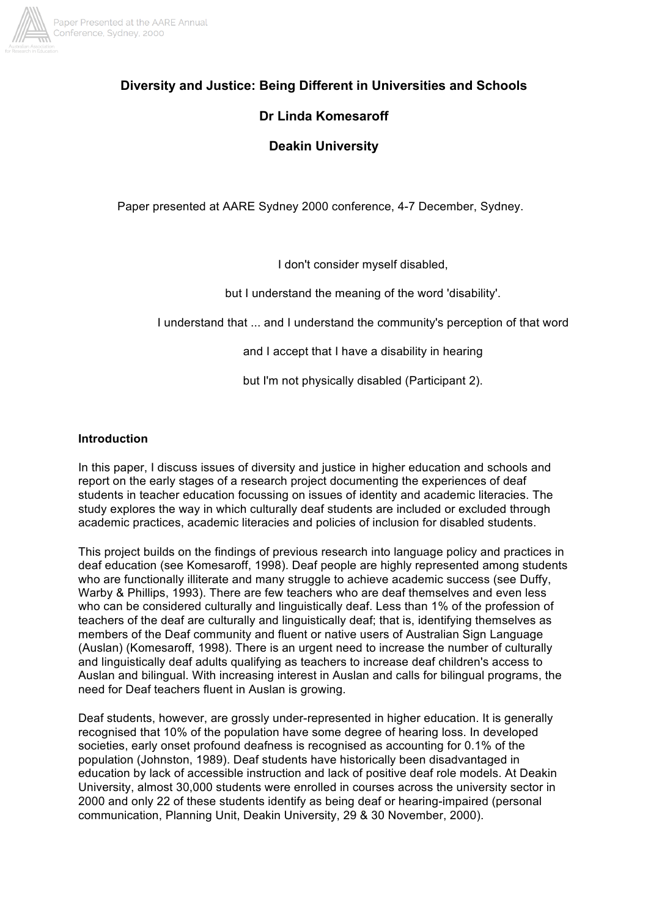# Diversity and Justice: Being Different in Universities and Schools

**Dr Linda Komesaroff**

**Deakin University**

Paper presented at AARE Sydney 2000 conference, 4-7 December, Sydney.

> I don't consider myself disabled,
>
> but I understand the meaning of the word 'disability'.
>
> I understand that ... and I understand the community's perception of that word
>
> and I accept that I have a disability in hearing
>
> but I'm not physically disabled (Participant 2).

**Introduction**

In this paper, I discuss issues of diversity and justice in higher education and schools and report on the early stages of a research project documenting the experiences of deaf students in teacher education focussing on issues of identity and academic literacies. The study explores the way in which culturally deaf students are included or excluded through academic practices, academic literacies and policies of inclusion for disabled students.

This project builds on the findings of previous research into language policy and practices in deaf education (see Komesaroff, 1998). Deaf people are highly represented among students who are functionally illiterate and many struggle to achieve academic success (see Duffy, Warby & Phillips, 1993). There are few teachers who are deaf themselves and even less who can be considered culturally and linguistically deaf. Less than 1% of the profession of teachers of the deaf are culturally and linguistically deaf; that is, identifying themselves as members of the Deaf community and fluent or native users of Australian Sign Language (Auslan) (Komesaroff, 1998). There is an urgent need to increase the number of culturally and linguistically deaf adults qualifying as teachers to increase deaf children's access to Auslan and bilingual. With increasing interest in Auslan and calls for bilingual programs, the need for Deaf teachers fluent in Auslan is growing.

Deaf students, however, are grossly under-represented in higher education. It is generally recognised that 10% of the population have some degree of hearing loss. In developed societies, early onset profound deafness is recognised as accounting for 0.1% of the population (Johnston, 1989). Deaf students have historically been disadvantaged in education by lack of accessible instruction and lack of positive deaf role models. At Deakin University, almost 30,000 students were enrolled in courses across the university sector in 2000 and only 22 of these students identify as being deaf or hearing-impaired (personal communication, Planning Unit, Deakin University, 29 & 30 November, 2000).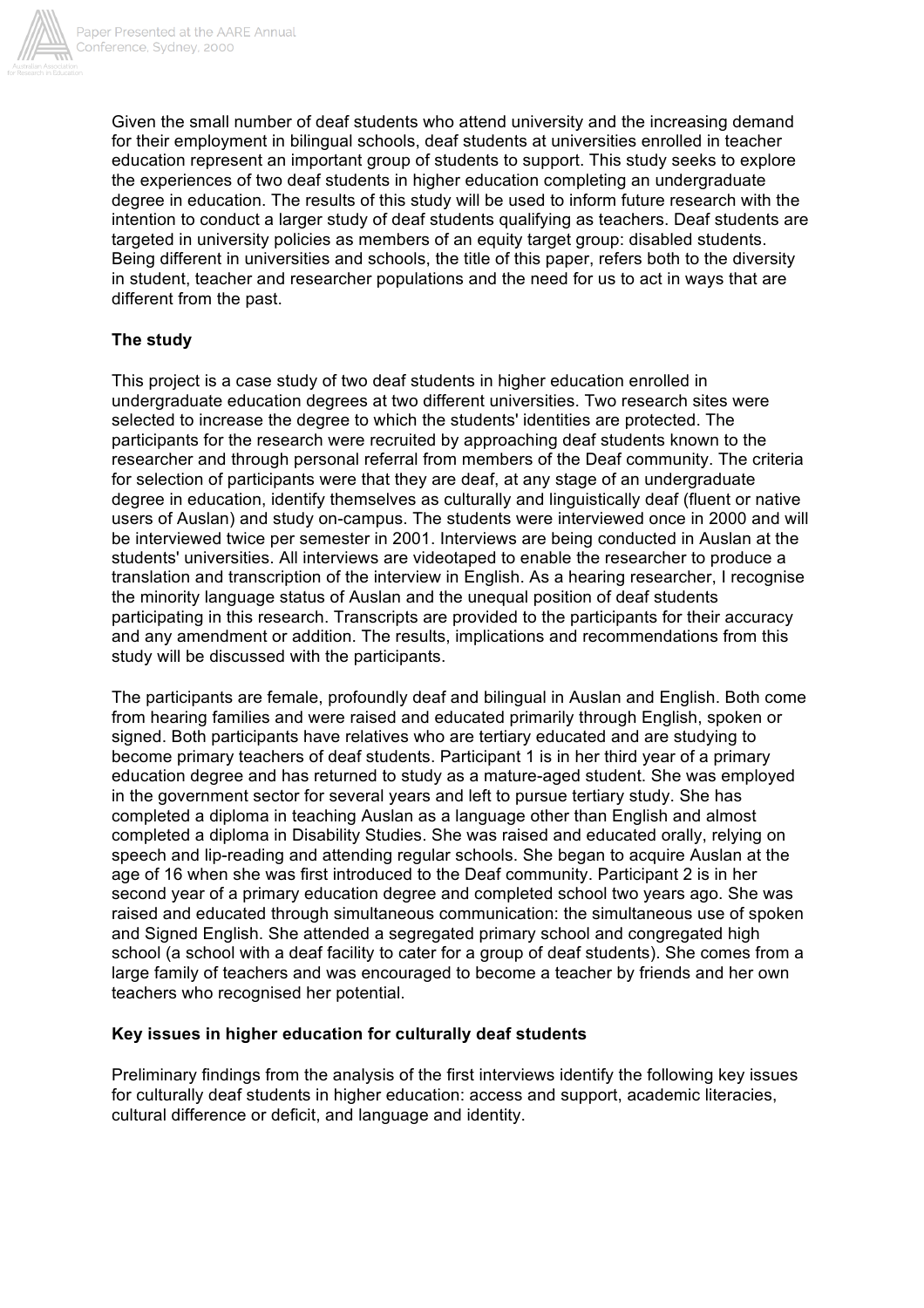Given the small number of deaf students who attend university and the increasing demand for their employment in bilingual schools, deaf students at universities enrolled in teacher education represent an important group of students to support. This study seeks to explore the experiences of two deaf students in higher education completing an undergraduate degree in education. The results of this study will be used to inform future research with the intention to conduct a larger study of deaf students qualifying as teachers. Deaf students are targeted in university policies as members of an equity target group: disabled students. Being different in universities and schools, the title of this paper, refers both to the diversity in student, teacher and researcher populations and the need for us to act in ways that are different from the past.

**The study**

This project is a case study of two deaf students in higher education enrolled in undergraduate education degrees at two different universities. Two research sites were selected to increase the degree to which the students' identities are protected. The participants for the research were recruited by approaching deaf students known to the researcher and through personal referral from members of the Deaf community. The criteria for selection of participants were that they are deaf, at any stage of an undergraduate degree in education, identify themselves as culturally and linguistically deaf (fluent or native users of Auslan) and study on-campus. The students were interviewed once in 2000 and will be interviewed twice per semester in 2001. Interviews are being conducted in Auslan at the students' universities. All interviews are videotaped to enable the researcher to produce a translation and transcription of the interview in English. As a hearing researcher, I recognise the minority language status of Auslan and the unequal position of deaf students participating in this research. Transcripts are provided to the participants for their accuracy and any amendment or addition. The results, implications and recommendations from this study will be discussed with the participants.

The participants are female, profoundly deaf and bilingual in Auslan and English. Both come from hearing families and were raised and educated primarily through English, spoken or signed. Both participants have relatives who are tertiary educated and are studying to become primary teachers of deaf students. Participant 1 is in her third year of a primary education degree and has returned to study as a mature-aged student. She was employed in the government sector for several years and left to pursue tertiary study. She has completed a diploma in teaching Auslan as a language other than English and almost completed a diploma in Disability Studies. She was raised and educated orally, relying on speech and lip-reading and attending regular schools. She began to acquire Auslan at the age of 16 when she was first introduced to the Deaf community. Participant 2 is in her second year of a primary education degree and completed school two years ago. She was raised and educated through simultaneous communication: the simultaneous use of spoken and Signed English. She attended a segregated primary school and congregated high school (a school with a deaf facility to cater for a group of deaf students). She comes from a large family of teachers and was encouraged to become a teacher by friends and her own teachers who recognised her potential.

**Key issues in higher education for culturally deaf students**

Preliminary findings from the analysis of the first interviews identify the following key issues for culturally deaf students in higher education: access and support, academic literacies, cultural difference or deficit, and language and identity.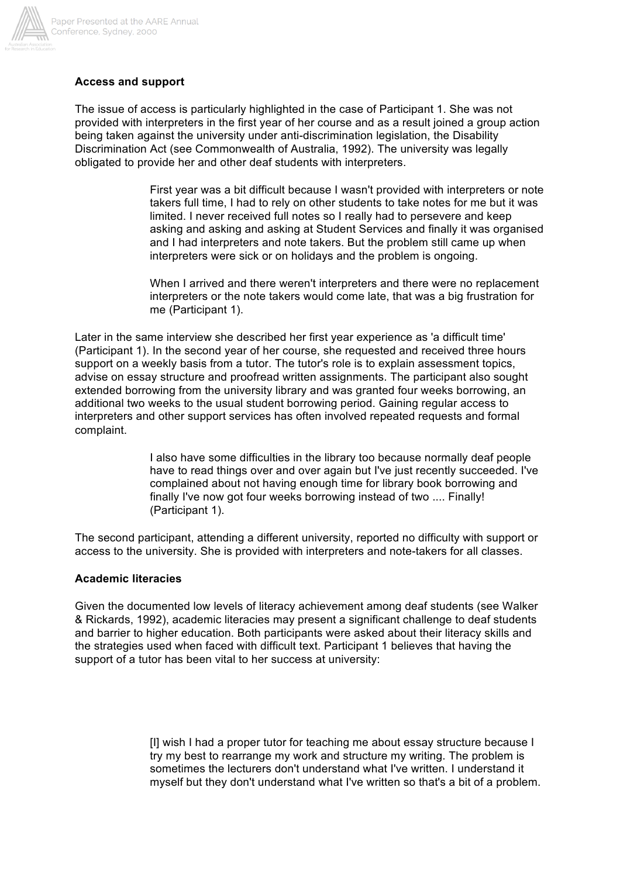**Access and support**

The issue of access is particularly highlighted in the case of Participant 1. She was not provided with interpreters in the first year of her course and as a result joined a group action being taken against the university under anti-discrimination legislation, the Disability Discrimination Act (see Commonwealth of Australia, 1992). The university was legally obligated to provide her and other deaf students with interpreters.

> First year was a bit difficult because I wasn't provided with interpreters or note takers full time, I had to rely on other students to take notes for me but it was limited. I never received full notes so I really had to persevere and keep asking and asking and asking at Student Services and finally it was organised and I had interpreters and note takers. But the problem still came up when interpreters were sick or on holidays and the problem is ongoing.
>
> When I arrived and there weren't interpreters and there were no replacement interpreters or the note takers would come late, that was a big frustration for me (Participant 1).

Later in the same interview she described her first year experience as 'a difficult time' (Participant 1). In the second year of her course, she requested and received three hours support on a weekly basis from a tutor. The tutor's role is to explain assessment topics, advise on essay structure and proofread written assignments. The participant also sought extended borrowing from the university library and was granted four weeks borrowing, an additional two weeks to the usual student borrowing period. Gaining regular access to interpreters and other support services has often involved repeated requests and formal complaint.

> I also have some difficulties in the library too because normally deaf people have to read things over and over again but I've just recently succeeded. I've complained about not having enough time for library book borrowing and finally I've now got four weeks borrowing instead of two .... Finally! (Participant 1).

The second participant, attending a different university, reported no difficulty with support or access to the university. She is provided with interpreters and note-takers for all classes.

**Academic literacies**

Given the documented low levels of literacy achievement among deaf students (see Walker & Rickards, 1992), academic literacies may present a significant challenge to deaf students and barrier to higher education. Both participants were asked about their literacy skills and the strategies used when faced with difficult text. Participant 1 believes that having the support of a tutor has been vital to her success at university:

> [I] wish I had a proper tutor for teaching me about essay structure because I try my best to rearrange my work and structure my writing. The problem is sometimes the lecturers don't understand what I've written. I understand it myself but they don't understand what I've written so that's a bit of a problem.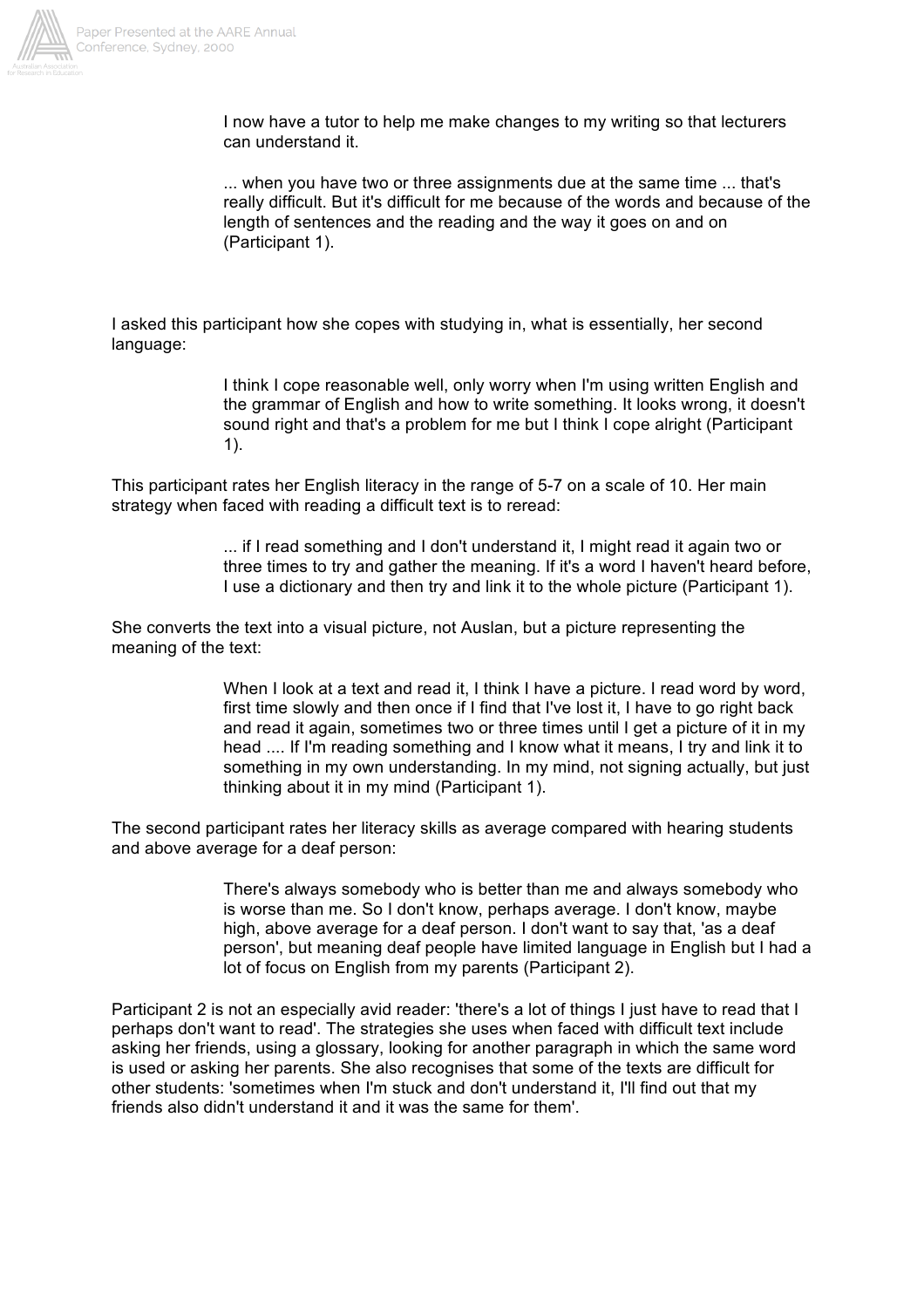> I now have a tutor to help me make changes to my writing so that lecturers can understand it.
>
> ... when you have two or three assignments due at the same time ... that's really difficult. But it's difficult for me because of the words and because of the length of sentences and the reading and the way it goes on and on (Participant 1).

I asked this participant how she copes with studying in, what is essentially, her second language:

> I think I cope reasonable well, only worry when I'm using written English and the grammar of English and how to write something. It looks wrong, it doesn't sound right and that's a problem for me but I think I cope alright (Participant 1).

This participant rates her English literacy in the range of 5-7 on a scale of 10. Her main strategy when faced with reading a difficult text is to reread:

> ... if I read something and I don't understand it, I might read it again two or three times to try and gather the meaning. If it's a word I haven't heard before, I use a dictionary and then try and link it to the whole picture (Participant 1).

She converts the text into a visual picture, not Auslan, but a picture representing the meaning of the text:

> When I look at a text and read it, I think I have a picture. I read word by word, first time slowly and then once if I find that I've lost it, I have to go right back and read it again, sometimes two or three times until I get a picture of it in my head .... If I'm reading something and I know what it means, I try and link it to something in my own understanding. In my mind, not signing actually, but just thinking about it in my mind (Participant 1).

The second participant rates her literacy skills as average compared with hearing students and above average for a deaf person:

> There's always somebody who is better than me and always somebody who is worse than me. So I don't know, perhaps average. I don't know, maybe high, above average for a deaf person. I don't want to say that, 'as a deaf person', but meaning deaf people have limited language in English but I had a lot of focus on English from my parents (Participant 2).

Participant 2 is not an especially avid reader: 'there's a lot of things I just have to read that I perhaps don't want to read'. The strategies she uses when faced with difficult text include asking her friends, using a glossary, looking for another paragraph in which the same word is used or asking her parents. She also recognises that some of the texts are difficult for other students: 'sometimes when I'm stuck and don't understand it, I'll find out that my friends also didn't understand it and it was the same for them'.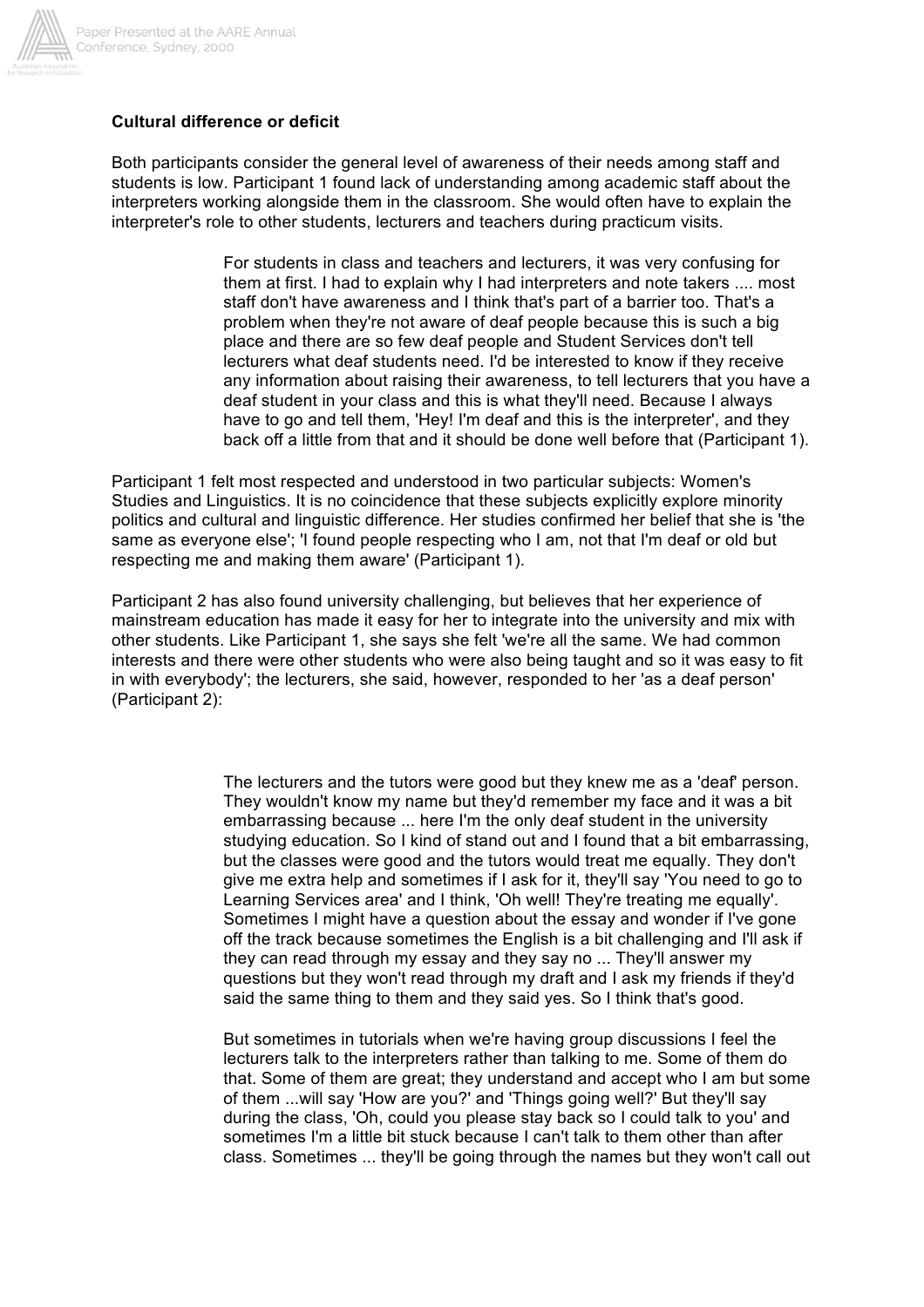**Cultural difference or deficit**

Both participants consider the general level of awareness of their needs among staff and students is low. Participant 1 found lack of understanding among academic staff about the interpreters working alongside them in the classroom. She would often have to explain the interpreter's role to other students, lecturers and teachers during practicum visits.

> For students in class and teachers and lecturers, it was very confusing for them at first. I had to explain why I had interpreters and note takers .... most staff don't have awareness and I think that's part of a barrier too. That's a problem when they're not aware of deaf people because this is such a big place and there are so few deaf people and Student Services don't tell lecturers what deaf students need. I'd be interested to know if they receive any information about raising their awareness, to tell lecturers that you have a deaf student in your class and this is what they'll need. Because I always have to go and tell them, 'Hey! I'm deaf and this is the interpreter', and they back off a little from that and it should be done well before that (Participant 1).

Participant 1 felt most respected and understood in two particular subjects: Women's Studies and Linguistics. It is no coincidence that these subjects explicitly explore minority politics and cultural and linguistic difference. Her studies confirmed her belief that she is 'the same as everyone else'; 'I found people respecting who I am, not that I'm deaf or old but respecting me and making them aware' (Participant 1).

Participant 2 has also found university challenging, but believes that her experience of mainstream education has made it easy for her to integrate into the university and mix with other students. Like Participant 1, she says she felt 'we're all the same. We had common interests and there were other students who were also being taught and so it was easy to fit in with everybody'; the lecturers, she said, however, responded to her 'as a deaf person' (Participant 2):

> The lecturers and the tutors were good but they knew me as a 'deaf' person. They wouldn't know my name but they'd remember my face and it was a bit embarrassing because ... here I'm the only deaf student in the university studying education. So I kind of stand out and I found that a bit embarrassing, but the classes were good and the tutors would treat me equally. They don't give me extra help and sometimes if I ask for it, they'll say 'You need to go to Learning Services area' and I think, 'Oh well! They're treating me equally'. Sometimes I might have a question about the essay and wonder if I've gone off the track because sometimes the English is a bit challenging and I'll ask if they can read through my essay and they say no ... They'll answer my questions but they won't read through my draft and I ask my friends if they'd said the same thing to them and they said yes. So I think that's good.
>
> But sometimes in tutorials when we're having group discussions I feel the lecturers talk to the interpreters rather than talking to me. Some of them do that. Some of them are great; they understand and accept who I am but some of them ...will say 'How are you?' and 'Things going well?' But they'll say during the class, 'Oh, could you please stay back so I could talk to you' and sometimes I'm a little bit stuck because I can't talk to them other than after class. Sometimes ... they'll be going through the names but they won't call out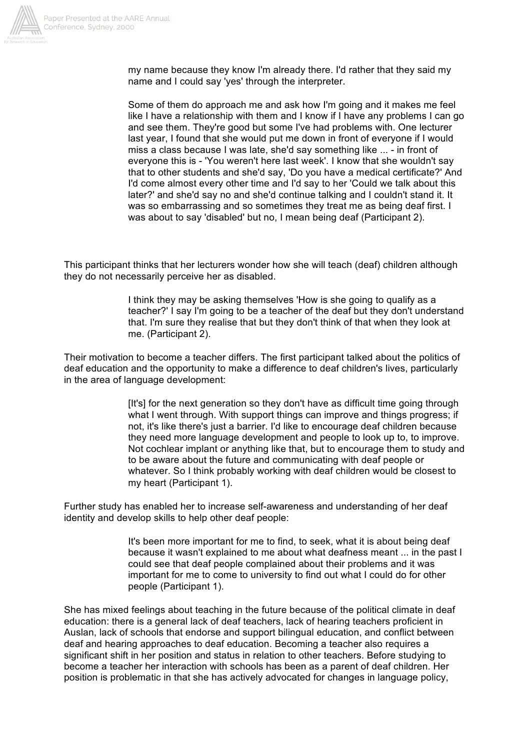> my name because they know I'm already there. I'd rather that they said my name and I could say 'yes' through the interpreter.
>
> Some of them do approach me and ask how I'm going and it makes me feel like I have a relationship with them and I know if I have any problems I can go and see them. They're good but some I've had problems with. One lecturer last year, I found that she would put me down in front of everyone if I would miss a class because I was late, she'd say something like ... - in front of everyone this is - 'You weren't here last week'. I know that she wouldn't say that to other students and she'd say, 'Do you have a medical certificate?' And I'd come almost every other time and I'd say to her 'Could we talk about this later?' and she'd say no and she'd continue talking and I couldn't stand it. It was so embarrassing and so sometimes they treat me as being deaf first. I was about to say 'disabled' but no, I mean being deaf (Participant 2).

This participant thinks that her lecturers wonder how she will teach (deaf) children although they do not necessarily perceive her as disabled.

> I think they may be asking themselves 'How is she going to qualify as a teacher?' I say I'm going to be a teacher of the deaf but they don't understand that. I'm sure they realise that but they don't think of that when they look at me. (Participant 2).

Their motivation to become a teacher differs. The first participant talked about the politics of deaf education and the opportunity to make a difference to deaf children's lives, particularly in the area of language development:

> [It's] for the next generation so they don't have as difficult time going through what I went through. With support things can improve and things progress; if not, it's like there's just a barrier. I'd like to encourage deaf children because they need more language development and people to look up to, to improve. Not cochlear implant or anything like that, but to encourage them to study and to be aware about the future and communicating with deaf people or whatever. So I think probably working with deaf children would be closest to my heart (Participant 1).

Further study has enabled her to increase self-awareness and understanding of her deaf identity and develop skills to help other deaf people:

> It's been more important for me to find, to seek, what it is about being deaf because it wasn't explained to me about what deafness meant ... in the past I could see that deaf people complained about their problems and it was important for me to come to university to find out what I could do for other people (Participant 1).

She has mixed feelings about teaching in the future because of the political climate in deaf education: there is a general lack of deaf teachers, lack of hearing teachers proficient in Auslan, lack of schools that endorse and support bilingual education, and conflict between deaf and hearing approaches to deaf education. Becoming a teacher also requires a significant shift in her position and status in relation to other teachers. Before studying to become a teacher her interaction with schools has been as a parent of deaf children. Her position is problematic in that she has actively advocated for changes in language policy,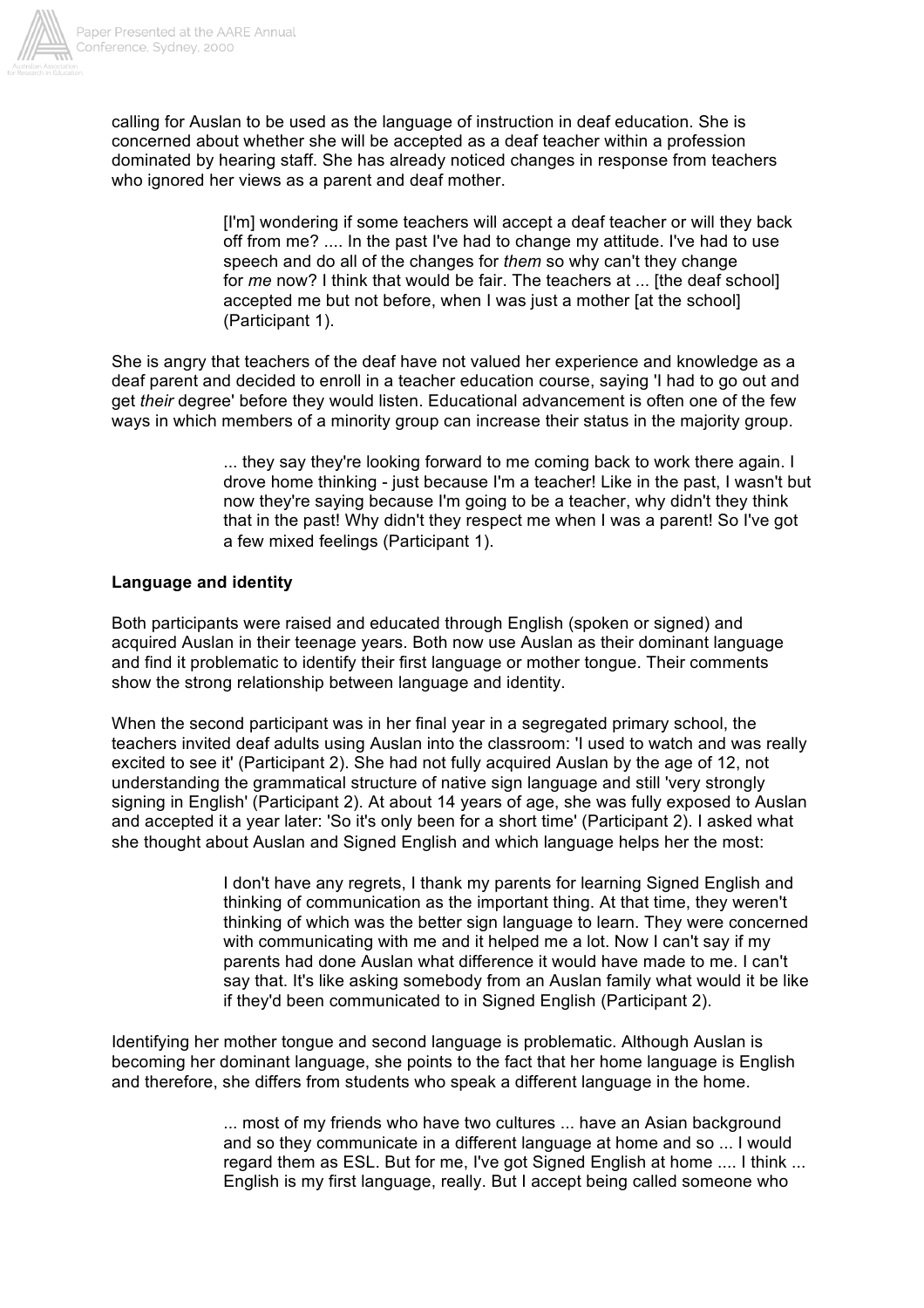calling for Auslan to be used as the language of instruction in deaf education. She is concerned about whether she will be accepted as a deaf teacher within a profession dominated by hearing staff. She has already noticed changes in response from teachers who ignored her views as a parent and deaf mother.

> [I'm] wondering if some teachers will accept a deaf teacher or will they back off from me? .... In the past I've had to change my attitude. I've had to use speech and do all of the changes for *them* so why can't they change for *me* now? I think that would be fair. The teachers at ... [the deaf school] accepted me but not before, when I was just a mother [at the school] (Participant 1).

She is angry that teachers of the deaf have not valued her experience and knowledge as a deaf parent and decided to enroll in a teacher education course, saying 'I had to go out and get *their* degree' before they would listen. Educational advancement is often one of the few ways in which members of a minority group can increase their status in the majority group.

> ... they say they're looking forward to me coming back to work there again. I drove home thinking - just because I'm a teacher! Like in the past, I wasn't but now they're saying because I'm going to be a teacher, why didn't they think that in the past! Why didn't they respect me when I was a parent! So I've got a few mixed feelings (Participant 1).

**Language and identity**

Both participants were raised and educated through English (spoken or signed) and acquired Auslan in their teenage years. Both now use Auslan as their dominant language and find it problematic to identify their first language or mother tongue. Their comments show the strong relationship between language and identity.

When the second participant was in her final year in a segregated primary school, the teachers invited deaf adults using Auslan into the classroom: 'I used to watch and was really excited to see it' (Participant 2). She had not fully acquired Auslan by the age of 12, not understanding the grammatical structure of native sign language and still 'very strongly signing in English' (Participant 2). At about 14 years of age, she was fully exposed to Auslan and accepted it a year later: 'So it's only been for a short time' (Participant 2). I asked what she thought about Auslan and Signed English and which language helps her the most:

> I don't have any regrets, I thank my parents for learning Signed English and thinking of communication as the important thing. At that time, they weren't thinking of which was the better sign language to learn. They were concerned with communicating with me and it helped me a lot. Now I can't say if my parents had done Auslan what difference it would have made to me. I can't say that. It's like asking somebody from an Auslan family what would it be like if they'd been communicated to in Signed English (Participant 2).

Identifying her mother tongue and second language is problematic. Although Auslan is becoming her dominant language, she points to the fact that her home language is English and therefore, she differs from students who speak a different language in the home.

> ... most of my friends who have two cultures ... have an Asian background and so they communicate in a different language at home and so ... I would regard them as ESL. But for me, I've got Signed English at home .... I think ... English is my first language, really. But I accept being called someone who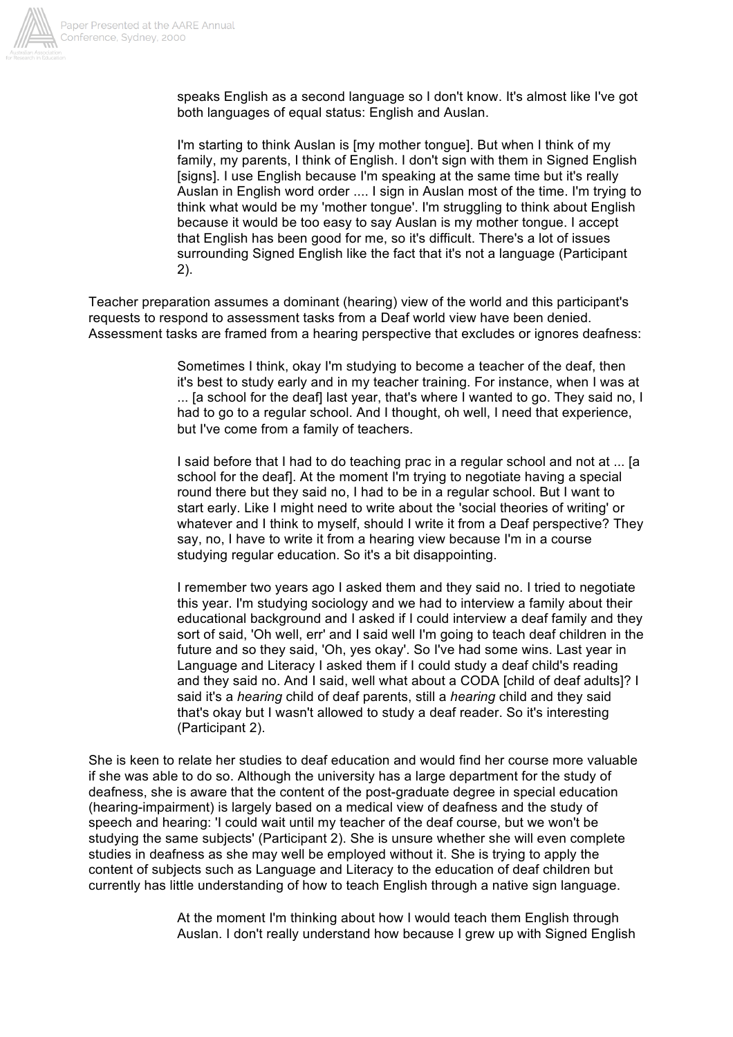> speaks English as a second language so I don't know. It's almost like I've got both languages of equal status: English and Auslan.
>
> I'm starting to think Auslan is [my mother tongue]. But when I think of my family, my parents, I think of English. I don't sign with them in Signed English [signs]. I use English because I'm speaking at the same time but it's really Auslan in English word order .... I sign in Auslan most of the time. I'm trying to think what would be my 'mother tongue'. I'm struggling to think about English because it would be too easy to say Auslan is my mother tongue. I accept that English has been good for me, so it's difficult. There's a lot of issues surrounding Signed English like the fact that it's not a language (Participant 2).

Teacher preparation assumes a dominant (hearing) view of the world and this participant's requests to respond to assessment tasks from a Deaf world view have been denied. Assessment tasks are framed from a hearing perspective that excludes or ignores deafness:

> Sometimes I think, okay I'm studying to become a teacher of the deaf, then it's best to study early and in my teacher training. For instance, when I was at ... [a school for the deaf] last year, that's where I wanted to go. They said no, I had to go to a regular school. And I thought, oh well, I need that experience, but I've come from a family of teachers.
>
> I said before that I had to do teaching prac in a regular school and not at ... [a school for the deaf]. At the moment I'm trying to negotiate having a special round there but they said no, I had to be in a regular school. But I want to start early. Like I might need to write about the 'social theories of writing' or whatever and I think to myself, should I write it from a Deaf perspective? They say, no, I have to write it from a hearing view because I'm in a course studying regular education. So it's a bit disappointing.
>
> I remember two years ago I asked them and they said no. I tried to negotiate this year. I'm studying sociology and we had to interview a family about their educational background and I asked if I could interview a deaf family and they sort of said, 'Oh well, err' and I said well I'm going to teach deaf children in the future and so they said, 'Oh, yes okay'. So I've had some wins. Last year in Language and Literacy I asked them if I could study a deaf child's reading and they said no. And I said, well what about a CODA [child of deaf adults]? I said it's a *hearing* child of deaf parents, still a *hearing* child and they said that's okay but I wasn't allowed to study a deaf reader. So it's interesting (Participant 2).

She is keen to relate her studies to deaf education and would find her course more valuable if she was able to do so. Although the university has a large department for the study of deafness, she is aware that the content of the post-graduate degree in special education (hearing-impairment) is largely based on a medical view of deafness and the study of speech and hearing: 'I could wait until my teacher of the deaf course, but we won't be studying the same subjects' (Participant 2). She is unsure whether she will even complete studies in deafness as she may well be employed without it. She is trying to apply the content of subjects such as Language and Literacy to the education of deaf children but currently has little understanding of how to teach English through a native sign language.

> At the moment I'm thinking about how I would teach them English through Auslan. I don't really understand how because I grew up with Signed English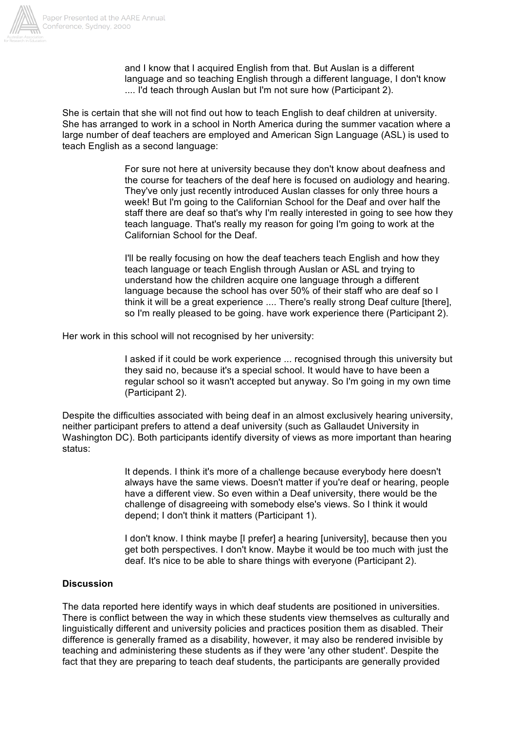> and I know that I acquired English from that. But Auslan is a different language and so teaching English through a different language, I don't know .... I'd teach through Auslan but I'm not sure how (Participant 2).

She is certain that she will not find out how to teach English to deaf children at university. She has arranged to work in a school in North America during the summer vacation where a large number of deaf teachers are employed and American Sign Language (ASL) is used to teach English as a second language:

> For sure not here at university because they don't know about deafness and the course for teachers of the deaf here is focused on audiology and hearing. They've only just recently introduced Auslan classes for only three hours a week! But I'm going to the Californian School for the Deaf and over half the staff there are deaf so that's why I'm really interested in going to see how they teach language. That's really my reason for going I'm going to work at the Californian School for the Deaf.
>
> I'll be really focusing on how the deaf teachers teach English and how they teach language or teach English through Auslan or ASL and trying to understand how the children acquire one language through a different language because the school has over 50% of their staff who are deaf so I think it will be a great experience .... There's really strong Deaf culture [there], so I'm really pleased to be going. have work experience there (Participant 2).

Her work in this school will not recognised by her university:

> I asked if it could be work experience ... recognised through this university but they said no, because it's a special school. It would have to have been a regular school so it wasn't accepted but anyway. So I'm going in my own time (Participant 2).

Despite the difficulties associated with being deaf in an almost exclusively hearing university, neither participant prefers to attend a deaf university (such as Gallaudet University in Washington DC). Both participants identify diversity of views as more important than hearing status:

> It depends. I think it's more of a challenge because everybody here doesn't always have the same views. Doesn't matter if you're deaf or hearing, people have a different view. So even within a Deaf university, there would be the challenge of disagreeing with somebody else's views. So I think it would depend; I don't think it matters (Participant 1).
>
> I don't know. I think maybe [I prefer] a hearing [university], because then you get both perspectives. I don't know. Maybe it would be too much with just the deaf. It's nice to be able to share things with everyone (Participant 2).

**Discussion**

The data reported here identify ways in which deaf students are positioned in universities. There is conflict between the way in which these students view themselves as culturally and linguistically different and university policies and practices position them as disabled. Their difference is generally framed as a disability, however, it may also be rendered invisible by teaching and administering these students as if they were 'any other student'. Despite the fact that they are preparing to teach deaf students, the participants are generally provided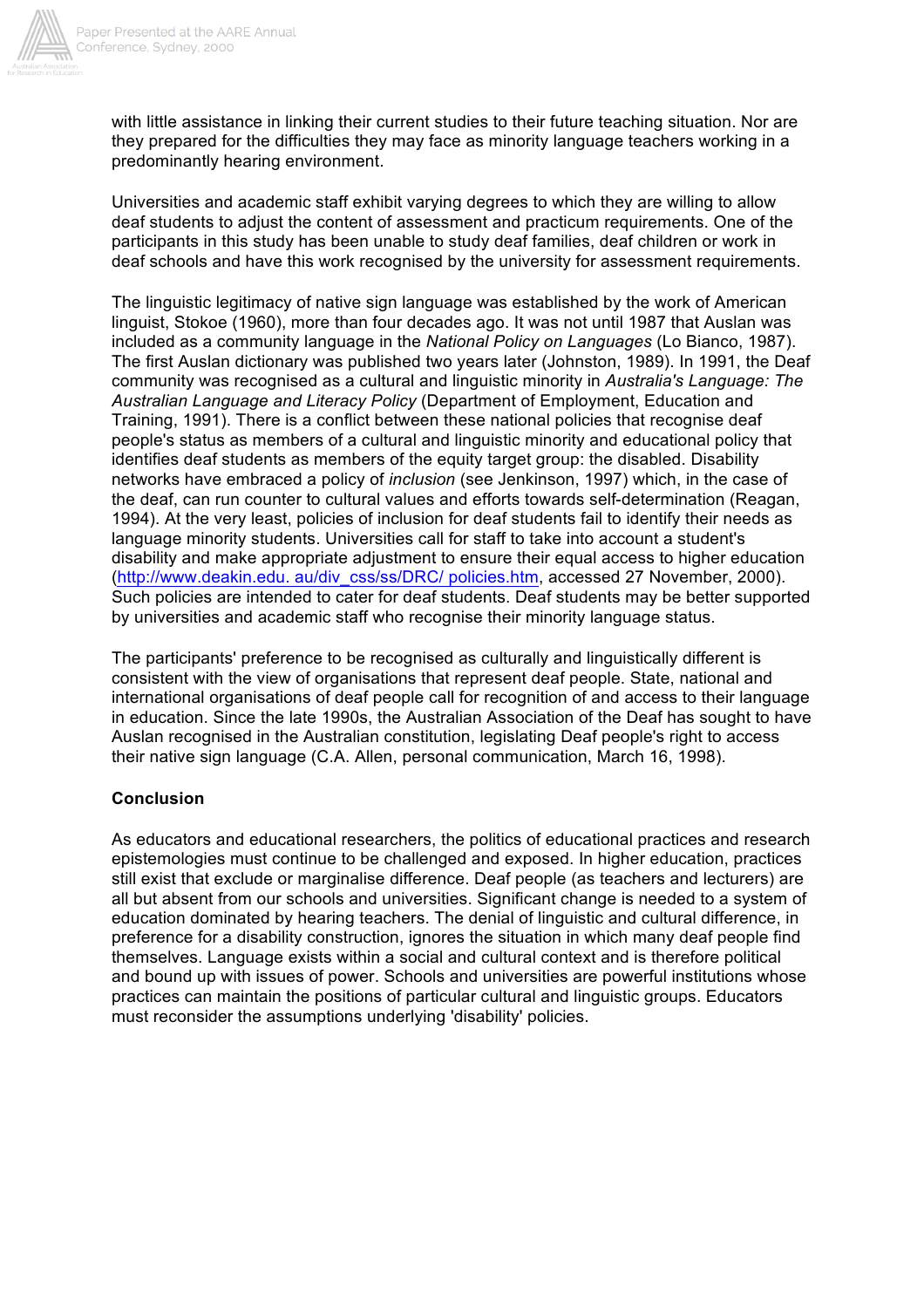with little assistance in linking their current studies to their future teaching situation. Nor are they prepared for the difficulties they may face as minority language teachers working in a predominantly hearing environment.

Universities and academic staff exhibit varying degrees to which they are willing to allow deaf students to adjust the content of assessment and practicum requirements. One of the participants in this study has been unable to study deaf families, deaf children or work in deaf schools and have this work recognised by the university for assessment requirements.

The linguistic legitimacy of native sign language was established by the work of American linguist, Stokoe (1960), more than four decades ago. It was not until 1987 that Auslan was included as a community language in the *National Policy on Languages* (Lo Bianco, 1987). The first Auslan dictionary was published two years later (Johnston, 1989). In 1991, the Deaf community was recognised as a cultural and linguistic minority in *Australia's Language: The Australian Language and Literacy Policy* (Department of Employment, Education and Training, 1991). There is a conflict between these national policies that recognise deaf people's status as members of a cultural and linguistic minority and educational policy that identifies deaf students as members of the equity target group: the disabled. Disability networks have embraced a policy of *inclusion* (see Jenkinson, 1997) which, in the case of the deaf, can run counter to cultural values and efforts towards self-determination (Reagan, 1994). At the very least, policies of inclusion for deaf students fail to identify their needs as language minority students. Universities call for staff to take into account a student's disability and make appropriate adjustment to ensure their equal access to higher education (http://www.deakin.edu. au/div_css/ss/DRC/ policies.htm, accessed 27 November, 2000). Such policies are intended to cater for deaf students. Deaf students may be better supported by universities and academic staff who recognise their minority language status.

The participants' preference to be recognised as culturally and linguistically different is consistent with the view of organisations that represent deaf people. State, national and international organisations of deaf people call for recognition of and access to their language in education. Since the late 1990s, the Australian Association of the Deaf has sought to have Auslan recognised in the Australian constitution, legislating Deaf people's right to access their native sign language (C.A. Allen, personal communication, March 16, 1998).

## Conclusion

As educators and educational researchers, the politics of educational practices and research epistemologies must continue to be challenged and exposed. In higher education, practices still exist that exclude or marginalise difference. Deaf people (as teachers and lecturers) are all but absent from our schools and universities. Significant change is needed to a system of education dominated by hearing teachers. The denial of linguistic and cultural difference, in preference for a disability construction, ignores the situation in which many deaf people find themselves. Language exists within a social and cultural context and is therefore political and bound up with issues of power. Schools and universities are powerful institutions whose practices can maintain the positions of particular cultural and linguistic groups. Educators must reconsider the assumptions underlying 'disability' policies.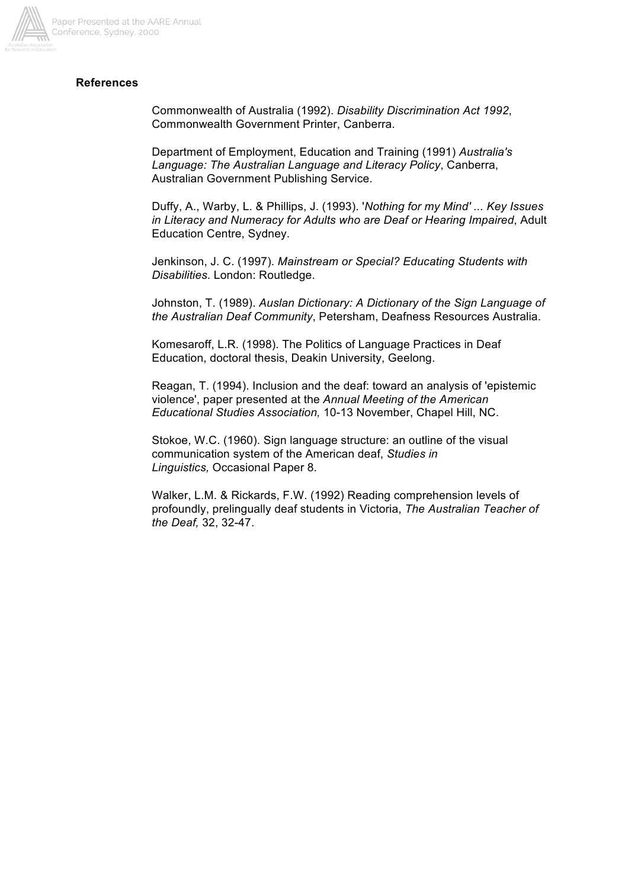**References**

Commonwealth of Australia (1992). *Disability Discrimination Act 1992*, Commonwealth Government Printer, Canberra.

Department of Employment, Education and Training (1991) *Australia's Language: The Australian Language and Literacy Policy*, Canberra, Australian Government Publishing Service.

Duffy, A., Warby, L. & Phillips, J. (1993). '*Nothing for my Mind' ... Key Issues in Literacy and Numeracy for Adults who are Deaf or Hearing Impaired*, Adult Education Centre, Sydney.

Jenkinson, J. C. (1997). *Mainstream or Special? Educating Students with Disabilities*. London: Routledge.

Johnston, T. (1989). *Auslan Dictionary: A Dictionary of the Sign Language of the Australian Deaf Community*, Petersham, Deafness Resources Australia.

Komesaroff, L.R. (1998). The Politics of Language Practices in Deaf Education, doctoral thesis, Deakin University, Geelong.

Reagan, T. (1994). Inclusion and the deaf: toward an analysis of 'epistemic violence', paper presented at the *Annual Meeting of the American Educational Studies Association,* 10-13 November, Chapel Hill, NC.

Stokoe, W.C. (1960). Sign language structure: an outline of the visual communication system of the American deaf, *Studies in Linguistics,* Occasional Paper 8.

Walker, L.M. & Rickards, F.W. (1992) Reading comprehension levels of profoundly, prelingually deaf students in Victoria, *The Australian Teacher of the Deaf,* 32, 32-47.